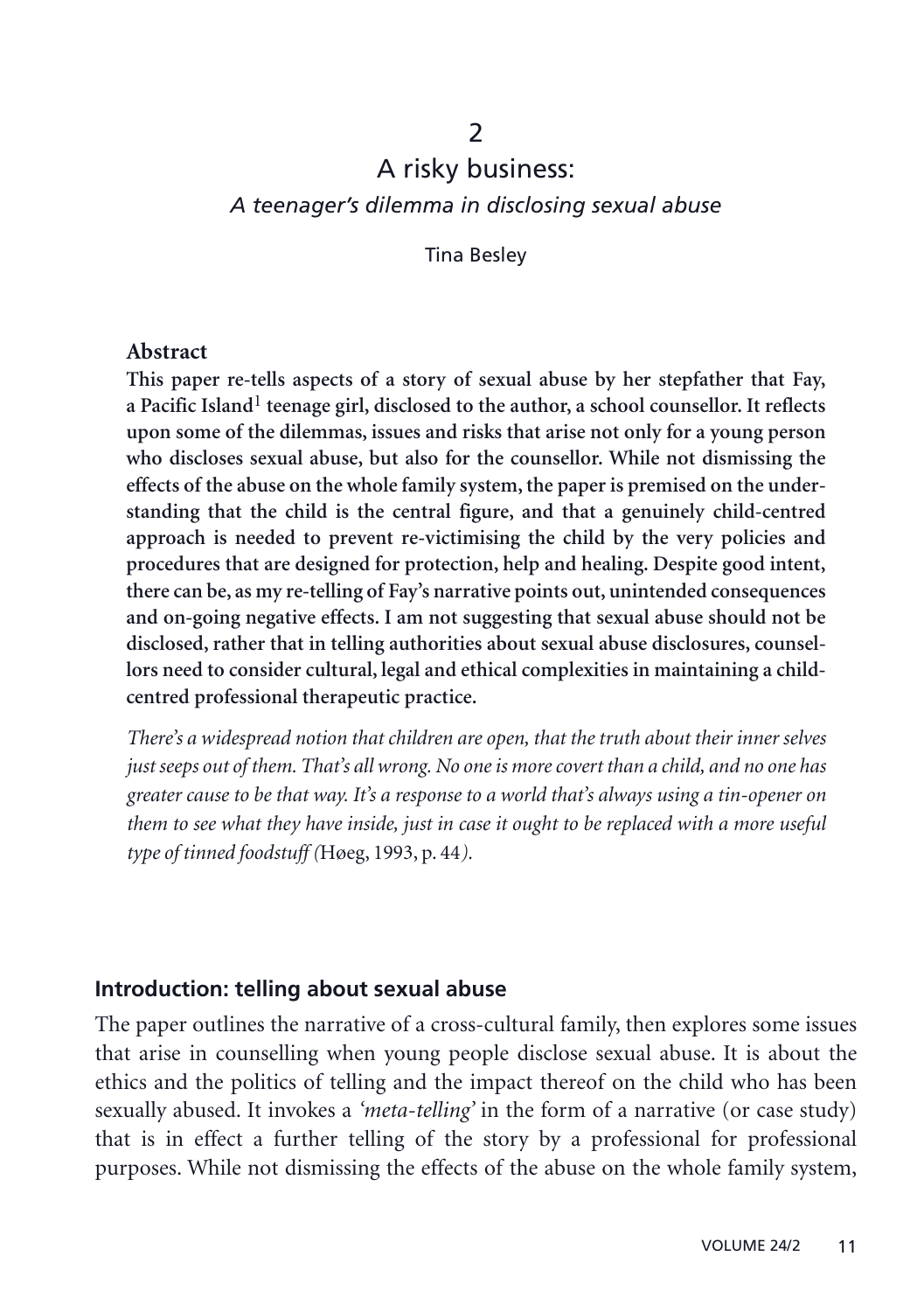# 2

# A risky business:

## *A teenager's dilemma in disclosing sexual abuse*

Tina Besley

**Abstract**

**This paper re-tells aspects of a story of sexual abuse by her stepfather that Fay, a Pacific Island[1] teenage girl, disclosed to the author, a school counsellor. It reflects upon some of the dilemmas, issues and risks that arise not only for a young person who discloses sexual abuse, but also for the counsellor. While not dismissing the effects of the abuse on the whole family system, the paper is premised on the understanding that the child is the central figure, and that a genuinely child-centred approach is needed to prevent re-victimising the child by the very policies and procedures that are designed for protection, help and healing. Despite good intent, there can be, as my re-telling of Fay's narrative points out, unintended consequences and on-going negative effects. I am not suggesting that sexual abuse should not be disclosed, rather that in telling authorities about sexual abuse disclosures, counsellors need to consider cultural, legal and ethical complexities in maintaining a child-centred professional therapeutic practice.**

*There's a widespread notion that children are open, that the truth about their inner selves just seeps out of them. That's all wrong. No one is more covert than a child, and no one has greater cause to be that way. It's a response to a world that's always using a tin-opener on them to see what they have inside, just in case it ought to be replaced with a more useful type of tinned foodstuff (*Høeg, 1993, p. 44*).*

## Introduction: telling about sexual abuse

The paper outlines the narrative of a cross-cultural family, then explores some issues that arise in counselling when young people disclose sexual abuse. It is about the ethics and the politics of telling and the impact thereof on the child who has been sexually abused. It invokes a *'meta-telling'* in the form of a narrative (or case study) that is in effect a further telling of the story by a professional for professional purposes. While not dismissing the effects of the abuse on the whole family system,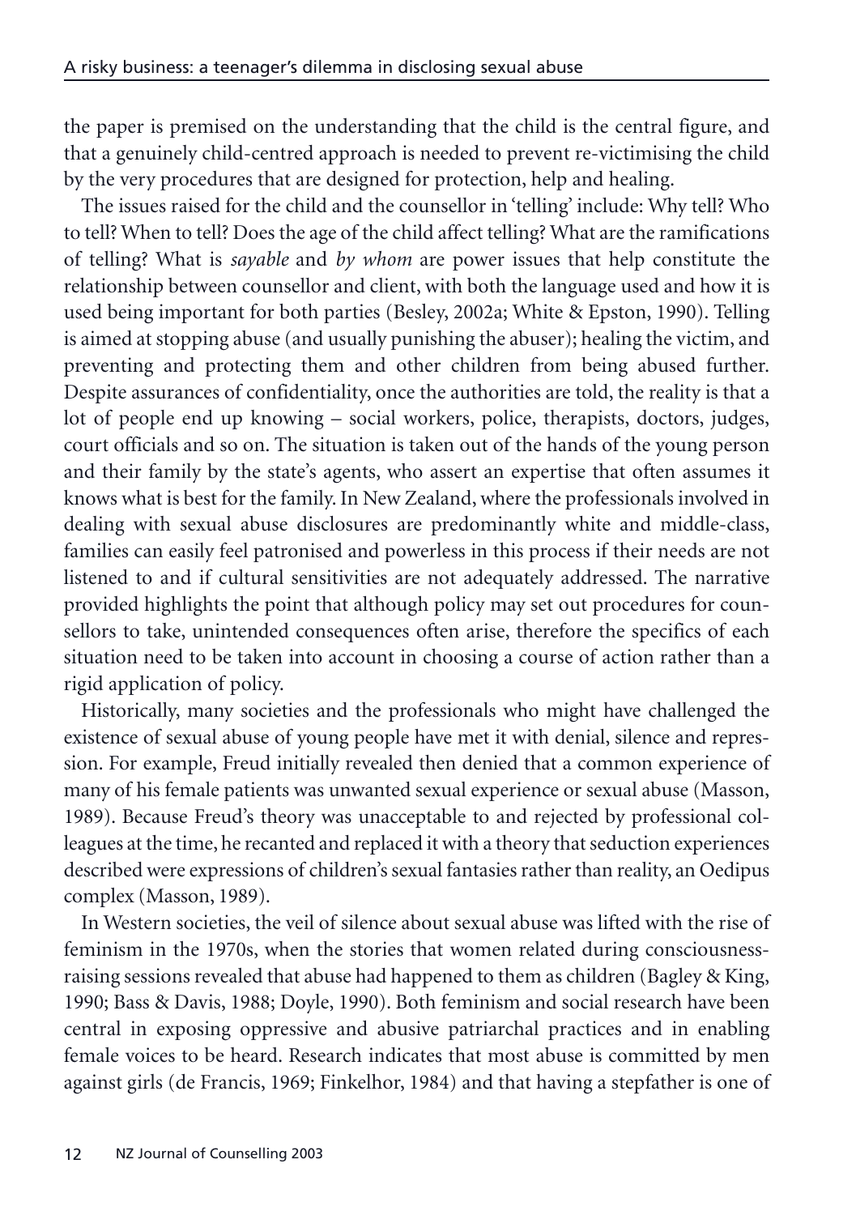the paper is premised on the understanding that the child is the central figure, and that a genuinely child-centred approach is needed to prevent re-victimising the child by the very procedures that are designed for protection, help and healing.

The issues raised for the child and the counsellor in 'telling' include: Why tell? Who to tell? When to tell? Does the age of the child affect telling? What are the ramifications of telling? What is *sayable* and *by whom* are power issues that help constitute the relationship between counsellor and client, with both the language used and how it is used being important for both parties (Besley, 2002a; White & Epston, 1990). Telling is aimed at stopping abuse (and usually punishing the abuser); healing the victim, and preventing and protecting them and other children from being abused further. Despite assurances of confidentiality, once the authorities are told, the reality is that a lot of people end up knowing – social workers, police, therapists, doctors, judges, court officials and so on. The situation is taken out of the hands of the young person and their family by the state's agents, who assert an expertise that often assumes it knows what is best for the family. In New Zealand, where the professionals involved in dealing with sexual abuse disclosures are predominantly white and middle-class, families can easily feel patronised and powerless in this process if their needs are not listened to and if cultural sensitivities are not adequately addressed. The narrative provided highlights the point that although policy may set out procedures for counsellors to take, unintended consequences often arise, therefore the specifics of each situation need to be taken into account in choosing a course of action rather than a rigid application of policy.

Historically, many societies and the professionals who might have challenged the existence of sexual abuse of young people have met it with denial, silence and repression. For example, Freud initially revealed then denied that a common experience of many of his female patients was unwanted sexual experience or sexual abuse (Masson, 1989). Because Freud's theory was unacceptable to and rejected by professional colleagues at the time, he recanted and replaced it with a theory that seduction experiences described were expressions of children's sexual fantasies rather than reality, an Oedipus complex (Masson, 1989).

In Western societies, the veil of silence about sexual abuse was lifted with the rise of feminism in the 1970s, when the stories that women related during consciousness-raising sessions revealed that abuse had happened to them as children (Bagley & King, 1990; Bass & Davis, 1988; Doyle, 1990). Both feminism and social research have been central in exposing oppressive and abusive patriarchal practices and in enabling female voices to be heard. Research indicates that most abuse is committed by men against girls (de Francis, 1969; Finkelhor, 1984) and that having a stepfather is one of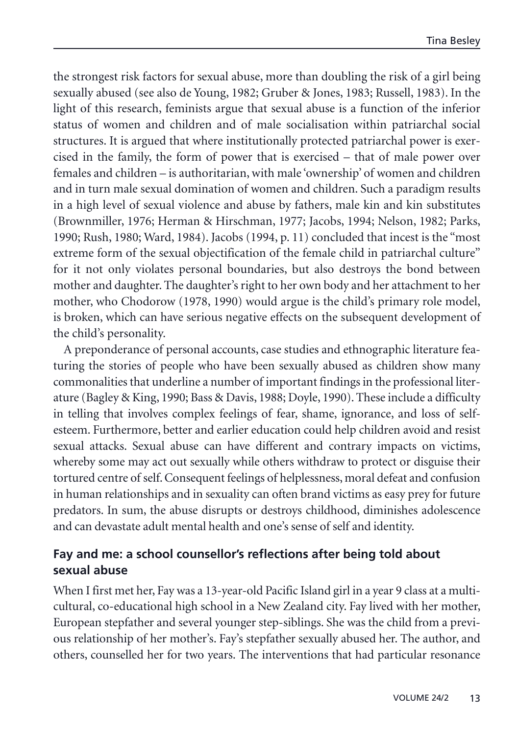the strongest risk factors for sexual abuse, more than doubling the risk of a girl being sexually abused (see also de Young, 1982; Gruber & Jones, 1983; Russell, 1983). In the light of this research, feminists argue that sexual abuse is a function of the inferior status of women and children and of male socialisation within patriarchal social structures. It is argued that where institutionally protected patriarchal power is exercised in the family, the form of power that is exercised – that of male power over females and children – is authoritarian, with male 'ownership' of women and children and in turn male sexual domination of women and children. Such a paradigm results in a high level of sexual violence and abuse by fathers, male kin and kin substitutes (Brownmiller, 1976; Herman & Hirschman, 1977; Jacobs, 1994; Nelson, 1982; Parks, 1990; Rush, 1980; Ward, 1984). Jacobs (1994, p. 11) concluded that incest is the "most extreme form of the sexual objectification of the female child in patriarchal culture" for it not only violates personal boundaries, but also destroys the bond between mother and daughter. The daughter's right to her own body and her attachment to her mother, who Chodorow (1978, 1990) would argue is the child's primary role model, is broken, which can have serious negative effects on the subsequent development of the child's personality.

A preponderance of personal accounts, case studies and ethnographic literature featuring the stories of people who have been sexually abused as children show many commonalities that underline a number of important findings in the professional literature (Bagley & King, 1990; Bass & Davis, 1988; Doyle, 1990). These include a difficulty in telling that involves complex feelings of fear, shame, ignorance, and loss of self-esteem. Furthermore, better and earlier education could help children avoid and resist sexual attacks. Sexual abuse can have different and contrary impacts on victims, whereby some may act out sexually while others withdraw to protect or disguise their tortured centre of self. Consequent feelings of helplessness, moral defeat and confusion in human relationships and in sexuality can often brand victims as easy prey for future predators. In sum, the abuse disrupts or destroys childhood, diminishes adolescence and can devastate adult mental health and one's sense of self and identity.

### Fay and me: a school counsellor's reflections after being told about sexual abuse

When I first met her, Fay was a 13-year-old Pacific Island girl in a year 9 class at a multicultural, co-educational high school in a New Zealand city. Fay lived with her mother, European stepfather and several younger step-siblings. She was the child from a previous relationship of her mother's. Fay's stepfather sexually abused her. The author, and others, counselled her for two years. The interventions that had particular resonance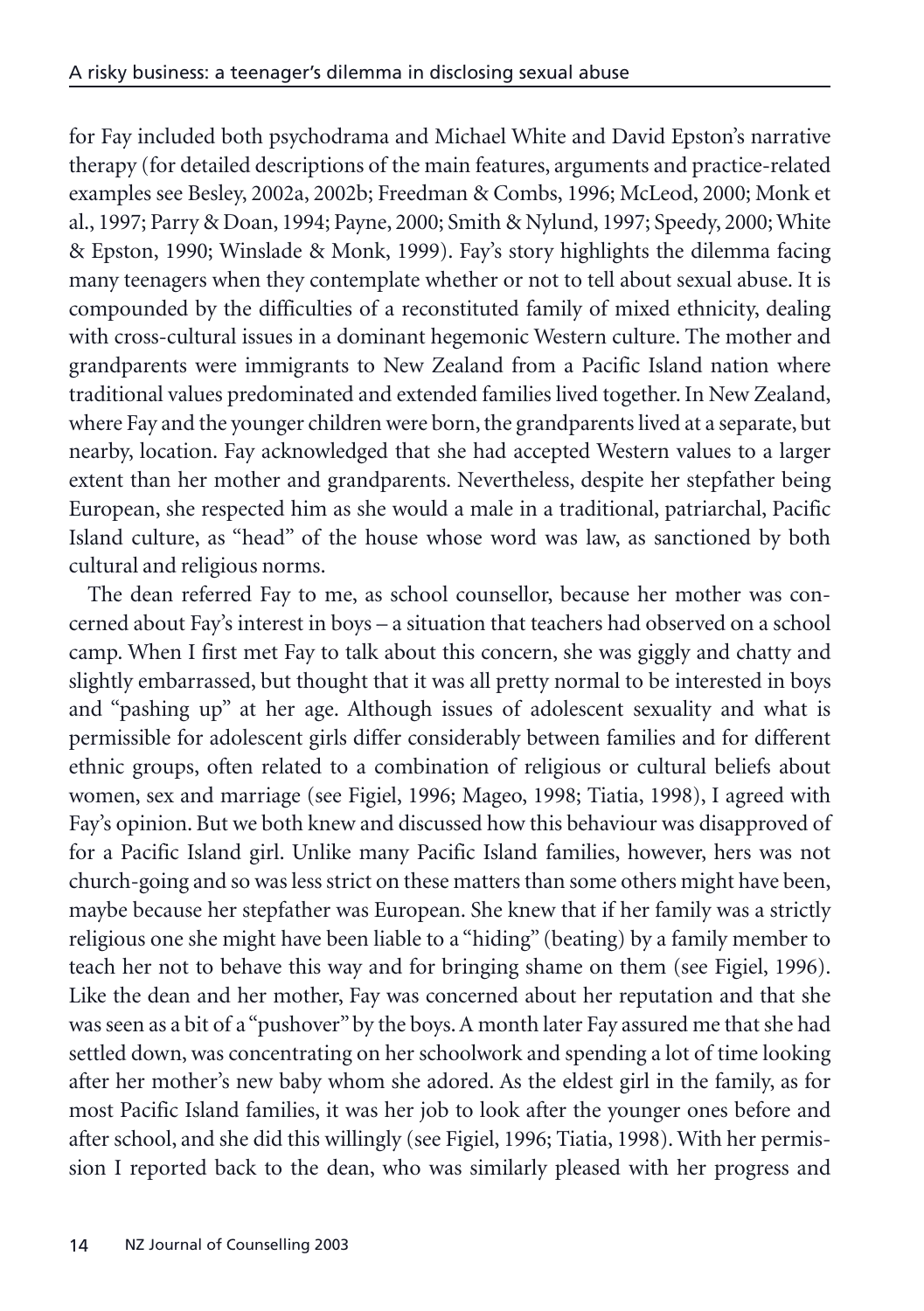for Fay included both psychodrama and Michael White and David Epston's narrative therapy (for detailed descriptions of the main features, arguments and practice-related examples see Besley, 2002a, 2002b; Freedman & Combs, 1996; McLeod, 2000; Monk et al., 1997; Parry & Doan, 1994; Payne, 2000; Smith & Nylund, 1997; Speedy, 2000; White & Epston, 1990; Winslade & Monk, 1999). Fay's story highlights the dilemma facing many teenagers when they contemplate whether or not to tell about sexual abuse. It is compounded by the difficulties of a reconstituted family of mixed ethnicity, dealing with cross-cultural issues in a dominant hegemonic Western culture. The mother and grandparents were immigrants to New Zealand from a Pacific Island nation where traditional values predominated and extended families lived together. In New Zealand, where Fay and the younger children were born, the grandparents lived at a separate, but nearby, location. Fay acknowledged that she had accepted Western values to a larger extent than her mother and grandparents. Nevertheless, despite her stepfather being European, she respected him as she would a male in a traditional, patriarchal, Pacific Island culture, as "head" of the house whose word was law, as sanctioned by both cultural and religious norms.

The dean referred Fay to me, as school counsellor, because her mother was concerned about Fay's interest in boys – a situation that teachers had observed on a school camp. When I first met Fay to talk about this concern, she was giggly and chatty and slightly embarrassed, but thought that it was all pretty normal to be interested in boys and "pashing up" at her age. Although issues of adolescent sexuality and what is permissible for adolescent girls differ considerably between families and for different ethnic groups, often related to a combination of religious or cultural beliefs about women, sex and marriage (see Figiel, 1996; Mageo, 1998; Tiatia, 1998), I agreed with Fay's opinion. But we both knew and discussed how this behaviour was disapproved of for a Pacific Island girl. Unlike many Pacific Island families, however, hers was not church-going and so was less strict on these matters than some others might have been, maybe because her stepfather was European. She knew that if her family was a strictly religious one she might have been liable to a "hiding" (beating) by a family member to teach her not to behave this way and for bringing shame on them (see Figiel, 1996). Like the dean and her mother, Fay was concerned about her reputation and that she was seen as a bit of a "pushover" by the boys. A month later Fay assured me that she had settled down, was concentrating on her schoolwork and spending a lot of time looking after her mother's new baby whom she adored. As the eldest girl in the family, as for most Pacific Island families, it was her job to look after the younger ones before and after school, and she did this willingly (see Figiel, 1996; Tiatia, 1998). With her permission I reported back to the dean, who was similarly pleased with her progress and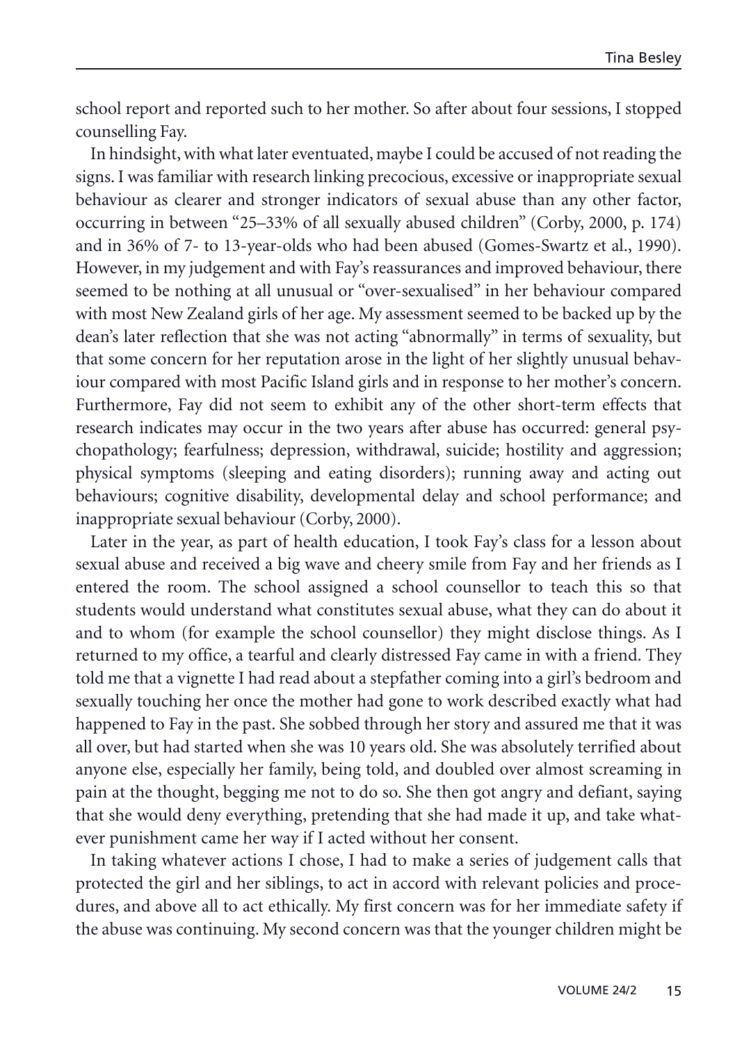school report and reported such to her mother. So after about four sessions, I stopped counselling Fay.

In hindsight, with what later eventuated, maybe I could be accused of not reading the signs. I was familiar with research linking precocious, excessive or inappropriate sexual behaviour as clearer and stronger indicators of sexual abuse than any other factor, occurring in between "25–33% of all sexually abused children" (Corby, 2000, p. 174) and in 36% of 7- to 13-year-olds who had been abused (Gomes-Swartz et al., 1990). However, in my judgement and with Fay's reassurances and improved behaviour, there seemed to be nothing at all unusual or "over-sexualised" in her behaviour compared with most New Zealand girls of her age. My assessment seemed to be backed up by the dean's later reflection that she was not acting "abnormally" in terms of sexuality, but that some concern for her reputation arose in the light of her slightly unusual behaviour compared with most Pacific Island girls and in response to her mother's concern. Furthermore, Fay did not seem to exhibit any of the other short-term effects that research indicates may occur in the two years after abuse has occurred: general psychopathology; fearfulness; depression, withdrawal, suicide; hostility and aggression; physical symptoms (sleeping and eating disorders); running away and acting out behaviours; cognitive disability, developmental delay and school performance; and inappropriate sexual behaviour (Corby, 2000).

Later in the year, as part of health education, I took Fay's class for a lesson about sexual abuse and received a big wave and cheery smile from Fay and her friends as I entered the room. The school assigned a school counsellor to teach this so that students would understand what constitutes sexual abuse, what they can do about it and to whom (for example the school counsellor) they might disclose things. As I returned to my office, a tearful and clearly distressed Fay came in with a friend. They told me that a vignette I had read about a stepfather coming into a girl's bedroom and sexually touching her once the mother had gone to work described exactly what had happened to Fay in the past. She sobbed through her story and assured me that it was all over, but had started when she was 10 years old. She was absolutely terrified about anyone else, especially her family, being told, and doubled over almost screaming in pain at the thought, begging me not to do so. She then got angry and defiant, saying that she would deny everything, pretending that she had made it up, and take whatever punishment came her way if I acted without her consent.

In taking whatever actions I chose, I had to make a series of judgement calls that protected the girl and her siblings, to act in accord with relevant policies and procedures, and above all to act ethically. My first concern was for her immediate safety if the abuse was continuing. My second concern was that the younger children might be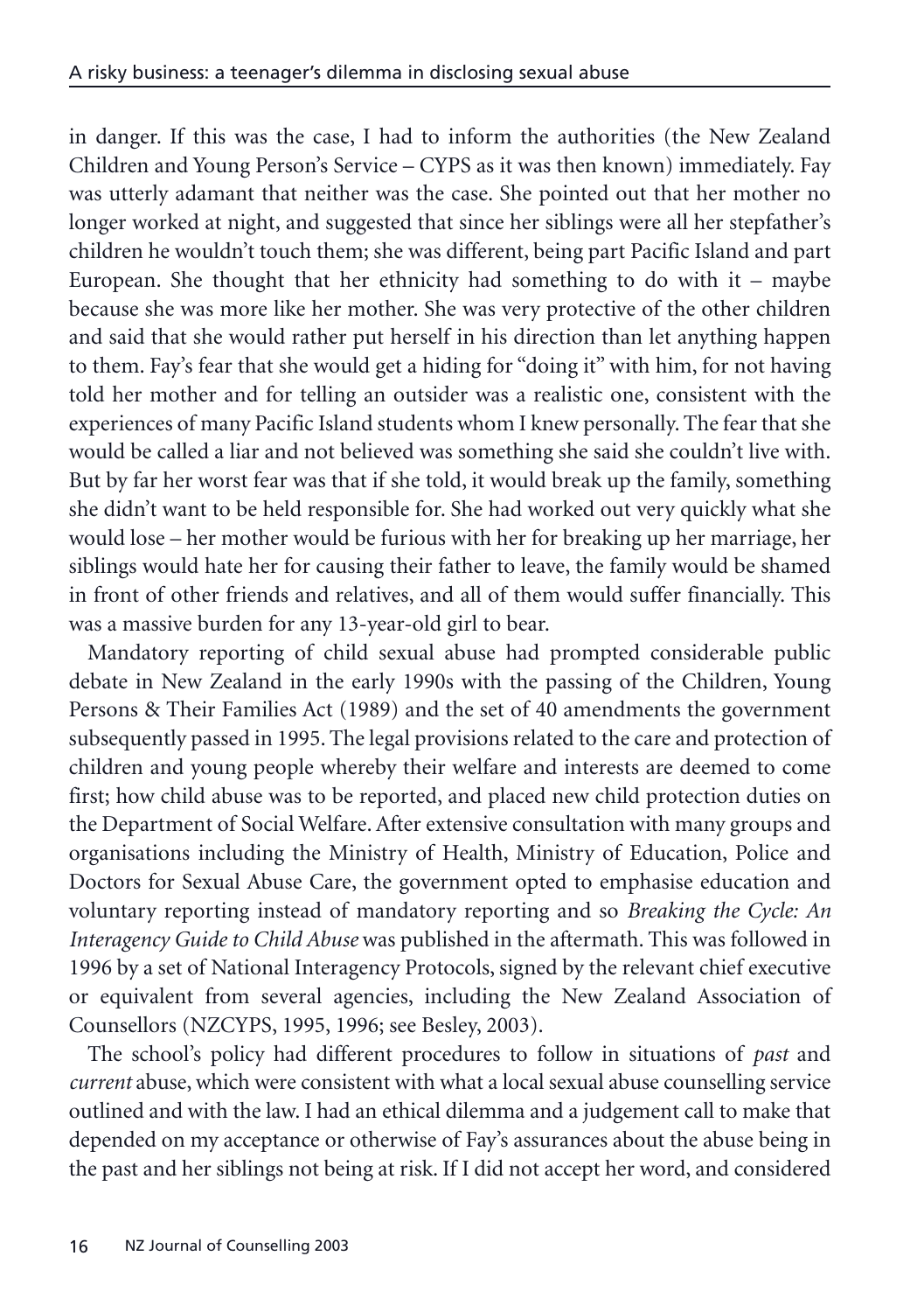in danger. If this was the case, I had to inform the authorities (the New Zealand Children and Young Person's Service – CYPS as it was then known) immediately. Fay was utterly adamant that neither was the case. She pointed out that her mother no longer worked at night, and suggested that since her siblings were all her stepfather's children he wouldn't touch them; she was different, being part Pacific Island and part European. She thought that her ethnicity had something to do with it – maybe because she was more like her mother. She was very protective of the other children and said that she would rather put herself in his direction than let anything happen to them. Fay's fear that she would get a hiding for "doing it" with him, for not having told her mother and for telling an outsider was a realistic one, consistent with the experiences of many Pacific Island students whom I knew personally. The fear that she would be called a liar and not believed was something she said she couldn't live with. But by far her worst fear was that if she told, it would break up the family, something she didn't want to be held responsible for. She had worked out very quickly what she would lose – her mother would be furious with her for breaking up her marriage, her siblings would hate her for causing their father to leave, the family would be shamed in front of other friends and relatives, and all of them would suffer financially. This was a massive burden for any 13-year-old girl to bear.

Mandatory reporting of child sexual abuse had prompted considerable public debate in New Zealand in the early 1990s with the passing of the Children, Young Persons & Their Families Act (1989) and the set of 40 amendments the government subsequently passed in 1995. The legal provisions related to the care and protection of children and young people whereby their welfare and interests are deemed to come first; how child abuse was to be reported, and placed new child protection duties on the Department of Social Welfare. After extensive consultation with many groups and organisations including the Ministry of Health, Ministry of Education, Police and Doctors for Sexual Abuse Care, the government opted to emphasise education and voluntary reporting instead of mandatory reporting and so *Breaking the Cycle: An Interagency Guide to Child Abuse* was published in the aftermath. This was followed in 1996 by a set of National Interagency Protocols, signed by the relevant chief executive or equivalent from several agencies, including the New Zealand Association of Counsellors (NZCYPS, 1995, 1996; see Besley, 2003).

The school's policy had different procedures to follow in situations of *past* and *current* abuse, which were consistent with what a local sexual abuse counselling service outlined and with the law. I had an ethical dilemma and a judgement call to make that depended on my acceptance or otherwise of Fay's assurances about the abuse being in the past and her siblings not being at risk. If I did not accept her word, and considered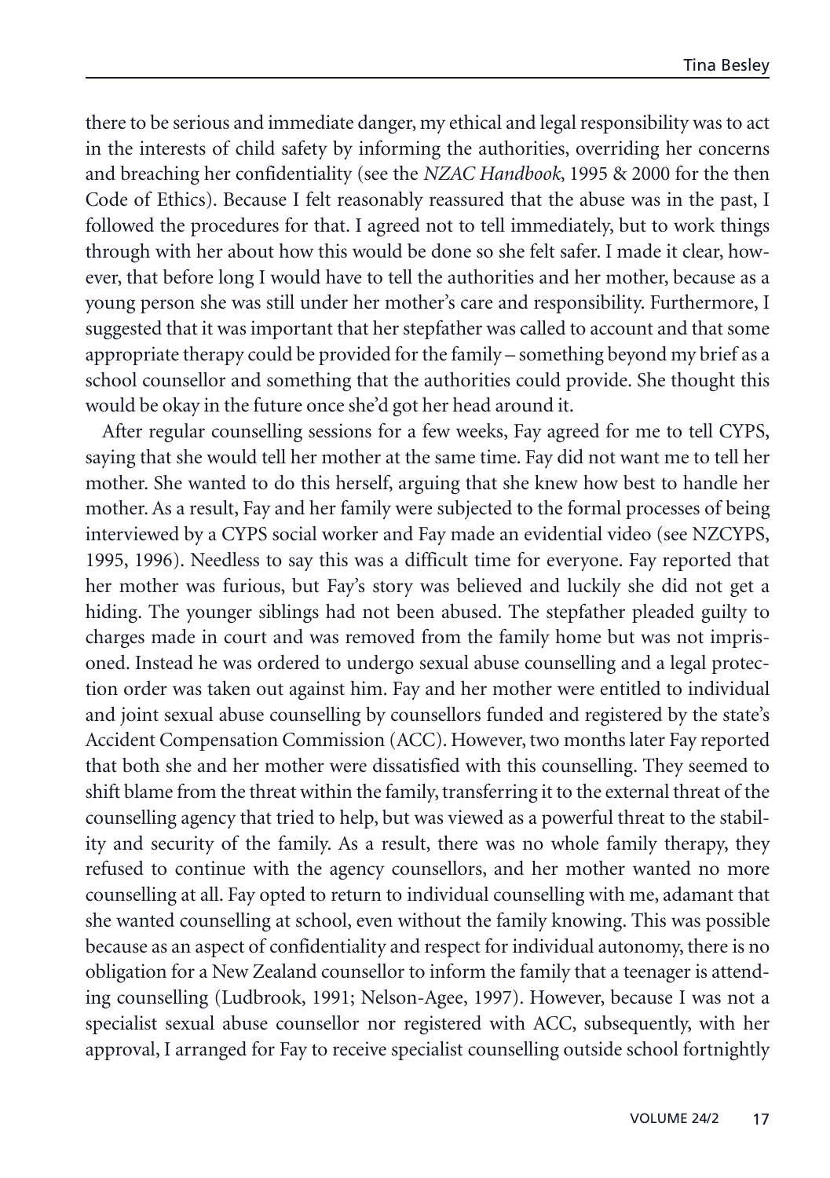there to be serious and immediate danger, my ethical and legal responsibility was to act in the interests of child safety by informing the authorities, overriding her concerns and breaching her confidentiality (see the *NZAC Handbook*, 1995 & 2000 for the then Code of Ethics). Because I felt reasonably reassured that the abuse was in the past, I followed the procedures for that. I agreed not to tell immediately, but to work things through with her about how this would be done so she felt safer. I made it clear, however, that before long I would have to tell the authorities and her mother, because as a young person she was still under her mother's care and responsibility. Furthermore, I suggested that it was important that her stepfather was called to account and that some appropriate therapy could be provided for the family – something beyond my brief as a school counsellor and something that the authorities could provide. She thought this would be okay in the future once she'd got her head around it.

After regular counselling sessions for a few weeks, Fay agreed for me to tell CYPS, saying that she would tell her mother at the same time. Fay did not want me to tell her mother. She wanted to do this herself, arguing that she knew how best to handle her mother. As a result, Fay and her family were subjected to the formal processes of being interviewed by a CYPS social worker and Fay made an evidential video (see NZCYPS, 1995, 1996). Needless to say this was a difficult time for everyone. Fay reported that her mother was furious, but Fay's story was believed and luckily she did not get a hiding. The younger siblings had not been abused. The stepfather pleaded guilty to charges made in court and was removed from the family home but was not imprisoned. Instead he was ordered to undergo sexual abuse counselling and a legal protection order was taken out against him. Fay and her mother were entitled to individual and joint sexual abuse counselling by counsellors funded and registered by the state's Accident Compensation Commission (ACC). However, two months later Fay reported that both she and her mother were dissatisfied with this counselling. They seemed to shift blame from the threat within the family, transferring it to the external threat of the counselling agency that tried to help, but was viewed as a powerful threat to the stability and security of the family. As a result, there was no whole family therapy, they refused to continue with the agency counsellors, and her mother wanted no more counselling at all. Fay opted to return to individual counselling with me, adamant that she wanted counselling at school, even without the family knowing. This was possible because as an aspect of confidentiality and respect for individual autonomy, there is no obligation for a New Zealand counsellor to inform the family that a teenager is attending counselling (Ludbrook, 1991; Nelson-Agee, 1997). However, because I was not a specialist sexual abuse counsellor nor registered with ACC, subsequently, with her approval, I arranged for Fay to receive specialist counselling outside school fortnightly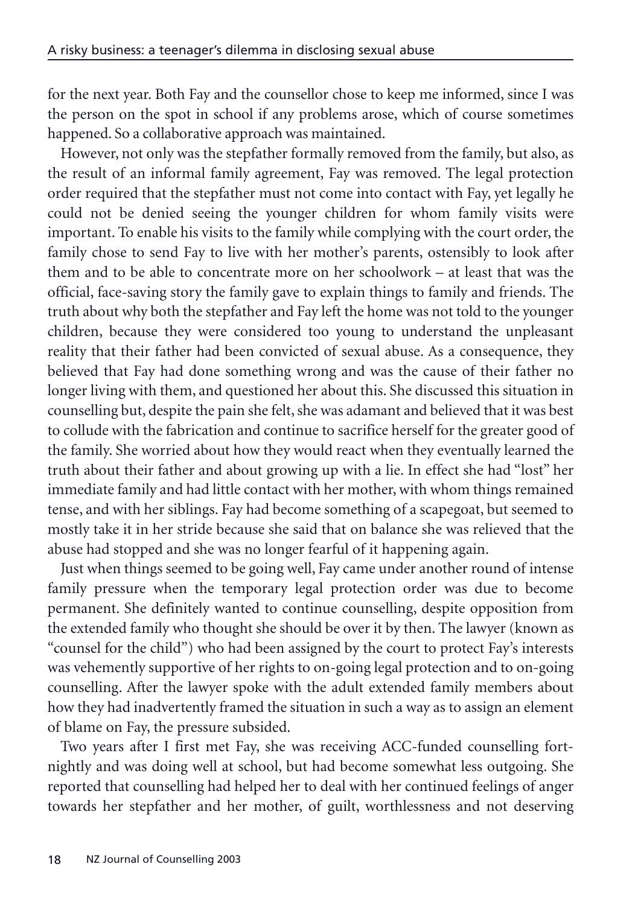for the next year. Both Fay and the counsellor chose to keep me informed, since I was the person on the spot in school if any problems arose, which of course sometimes happened. So a collaborative approach was maintained.

However, not only was the stepfather formally removed from the family, but also, as the result of an informal family agreement, Fay was removed. The legal protection order required that the stepfather must not come into contact with Fay, yet legally he could not be denied seeing the younger children for whom family visits were important. To enable his visits to the family while complying with the court order, the family chose to send Fay to live with her mother's parents, ostensibly to look after them and to be able to concentrate more on her schoolwork – at least that was the official, face-saving story the family gave to explain things to family and friends. The truth about why both the stepfather and Fay left the home was not told to the younger children, because they were considered too young to understand the unpleasant reality that their father had been convicted of sexual abuse. As a consequence, they believed that Fay had done something wrong and was the cause of their father no longer living with them, and questioned her about this. She discussed this situation in counselling but, despite the pain she felt, she was adamant and believed that it was best to collude with the fabrication and continue to sacrifice herself for the greater good of the family. She worried about how they would react when they eventually learned the truth about their father and about growing up with a lie. In effect she had "lost" her immediate family and had little contact with her mother, with whom things remained tense, and with her siblings. Fay had become something of a scapegoat, but seemed to mostly take it in her stride because she said that on balance she was relieved that the abuse had stopped and she was no longer fearful of it happening again.

Just when things seemed to be going well, Fay came under another round of intense family pressure when the temporary legal protection order was due to become permanent. She definitely wanted to continue counselling, despite opposition from the extended family who thought she should be over it by then. The lawyer (known as "counsel for the child") who had been assigned by the court to protect Fay's interests was vehemently supportive of her rights to on-going legal protection and to on-going counselling. After the lawyer spoke with the adult extended family members about how they had inadvertently framed the situation in such a way as to assign an element of blame on Fay, the pressure subsided.

Two years after I first met Fay, she was receiving ACC-funded counselling fortnightly and was doing well at school, but had become somewhat less outgoing. She reported that counselling had helped her to deal with her continued feelings of anger towards her stepfather and her mother, of guilt, worthlessness and not deserving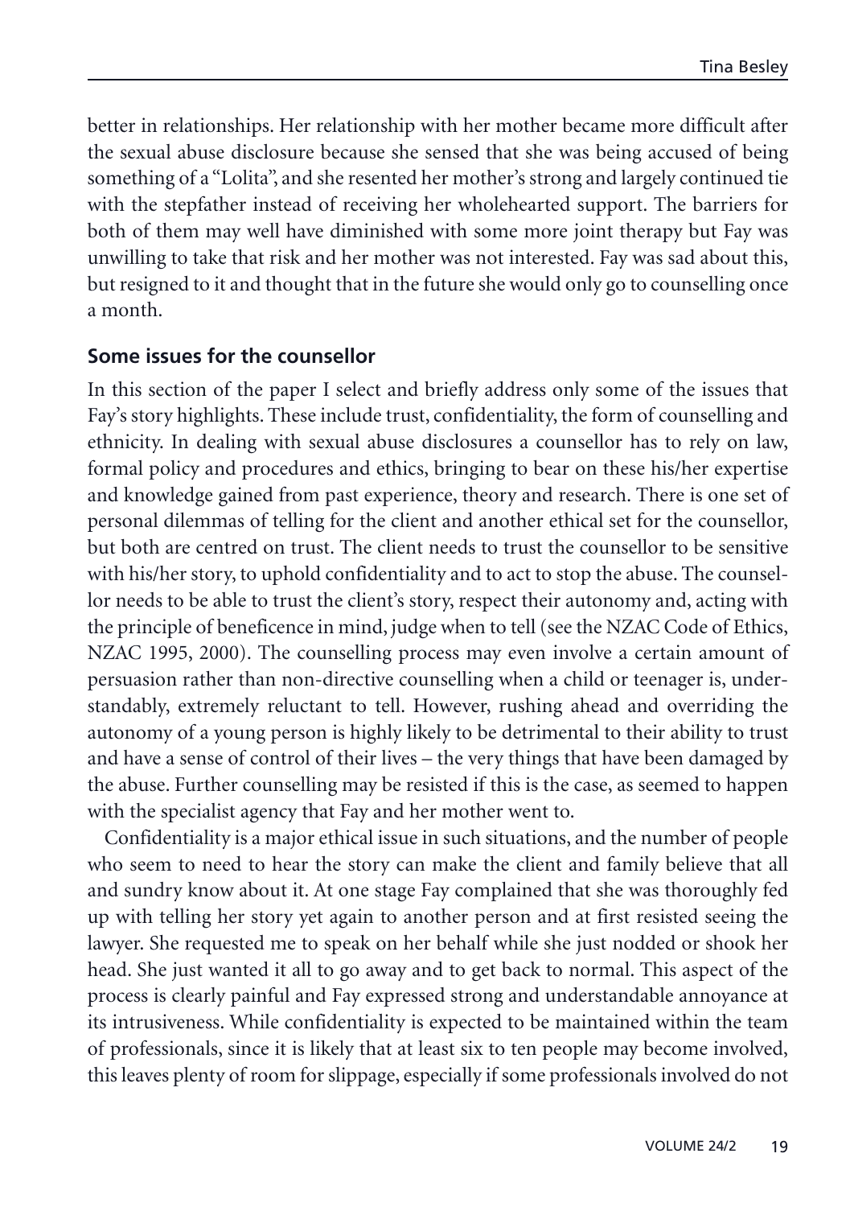better in relationships. Her relationship with her mother became more difficult after the sexual abuse disclosure because she sensed that she was being accused of being something of a "Lolita", and she resented her mother's strong and largely continued tie with the stepfather instead of receiving her wholehearted support. The barriers for both of them may well have diminished with some more joint therapy but Fay was unwilling to take that risk and her mother was not interested. Fay was sad about this, but resigned to it and thought that in the future she would only go to counselling once a month.

## Some issues for the counsellor

In this section of the paper I select and briefly address only some of the issues that Fay's story highlights. These include trust, confidentiality, the form of counselling and ethnicity. In dealing with sexual abuse disclosures a counsellor has to rely on law, formal policy and procedures and ethics, bringing to bear on these his/her expertise and knowledge gained from past experience, theory and research. There is one set of personal dilemmas of telling for the client and another ethical set for the counsellor, but both are centred on trust. The client needs to trust the counsellor to be sensitive with his/her story, to uphold confidentiality and to act to stop the abuse. The counsellor needs to be able to trust the client's story, respect their autonomy and, acting with the principle of beneficence in mind, judge when to tell (see the NZAC Code of Ethics, NZAC 1995, 2000). The counselling process may even involve a certain amount of persuasion rather than non-directive counselling when a child or teenager is, understandably, extremely reluctant to tell. However, rushing ahead and overriding the autonomy of a young person is highly likely to be detrimental to their ability to trust and have a sense of control of their lives – the very things that have been damaged by the abuse. Further counselling may be resisted if this is the case, as seemed to happen with the specialist agency that Fay and her mother went to.

Confidentiality is a major ethical issue in such situations, and the number of people who seem to need to hear the story can make the client and family believe that all and sundry know about it. At one stage Fay complained that she was thoroughly fed up with telling her story yet again to another person and at first resisted seeing the lawyer. She requested me to speak on her behalf while she just nodded or shook her head. She just wanted it all to go away and to get back to normal. This aspect of the process is clearly painful and Fay expressed strong and understandable annoyance at its intrusiveness. While confidentiality is expected to be maintained within the team of professionals, since it is likely that at least six to ten people may become involved, this leaves plenty of room for slippage, especially if some professionals involved do not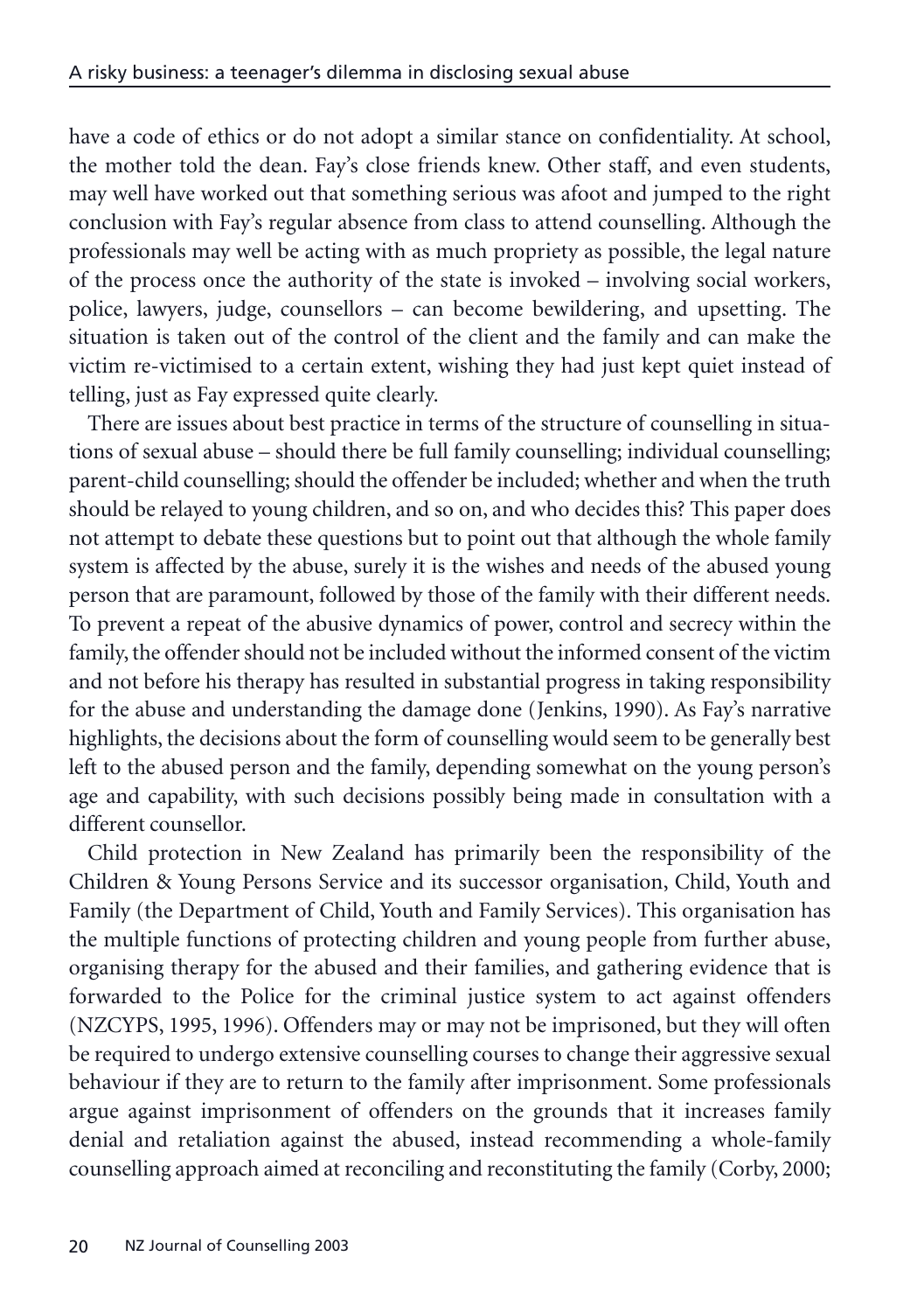have a code of ethics or do not adopt a similar stance on confidentiality. At school, the mother told the dean. Fay's close friends knew. Other staff, and even students, may well have worked out that something serious was afoot and jumped to the right conclusion with Fay's regular absence from class to attend counselling. Although the professionals may well be acting with as much propriety as possible, the legal nature of the process once the authority of the state is invoked – involving social workers, police, lawyers, judge, counsellors – can become bewildering, and upsetting. The situation is taken out of the control of the client and the family and can make the victim re-victimised to a certain extent, wishing they had just kept quiet instead of telling, just as Fay expressed quite clearly.

There are issues about best practice in terms of the structure of counselling in situations of sexual abuse – should there be full family counselling; individual counselling; parent-child counselling; should the offender be included; whether and when the truth should be relayed to young children, and so on, and who decides this? This paper does not attempt to debate these questions but to point out that although the whole family system is affected by the abuse, surely it is the wishes and needs of the abused young person that are paramount, followed by those of the family with their different needs. To prevent a repeat of the abusive dynamics of power, control and secrecy within the family, the offender should not be included without the informed consent of the victim and not before his therapy has resulted in substantial progress in taking responsibility for the abuse and understanding the damage done (Jenkins, 1990). As Fay's narrative highlights, the decisions about the form of counselling would seem to be generally best left to the abused person and the family, depending somewhat on the young person's age and capability, with such decisions possibly being made in consultation with a different counsellor.

Child protection in New Zealand has primarily been the responsibility of the Children & Young Persons Service and its successor organisation, Child, Youth and Family (the Department of Child, Youth and Family Services). This organisation has the multiple functions of protecting children and young people from further abuse, organising therapy for the abused and their families, and gathering evidence that is forwarded to the Police for the criminal justice system to act against offenders (NZCYPS, 1995, 1996). Offenders may or may not be imprisoned, but they will often be required to undergo extensive counselling courses to change their aggressive sexual behaviour if they are to return to the family after imprisonment. Some professionals argue against imprisonment of offenders on the grounds that it increases family denial and retaliation against the abused, instead recommending a whole-family counselling approach aimed at reconciling and reconstituting the family (Corby, 2000;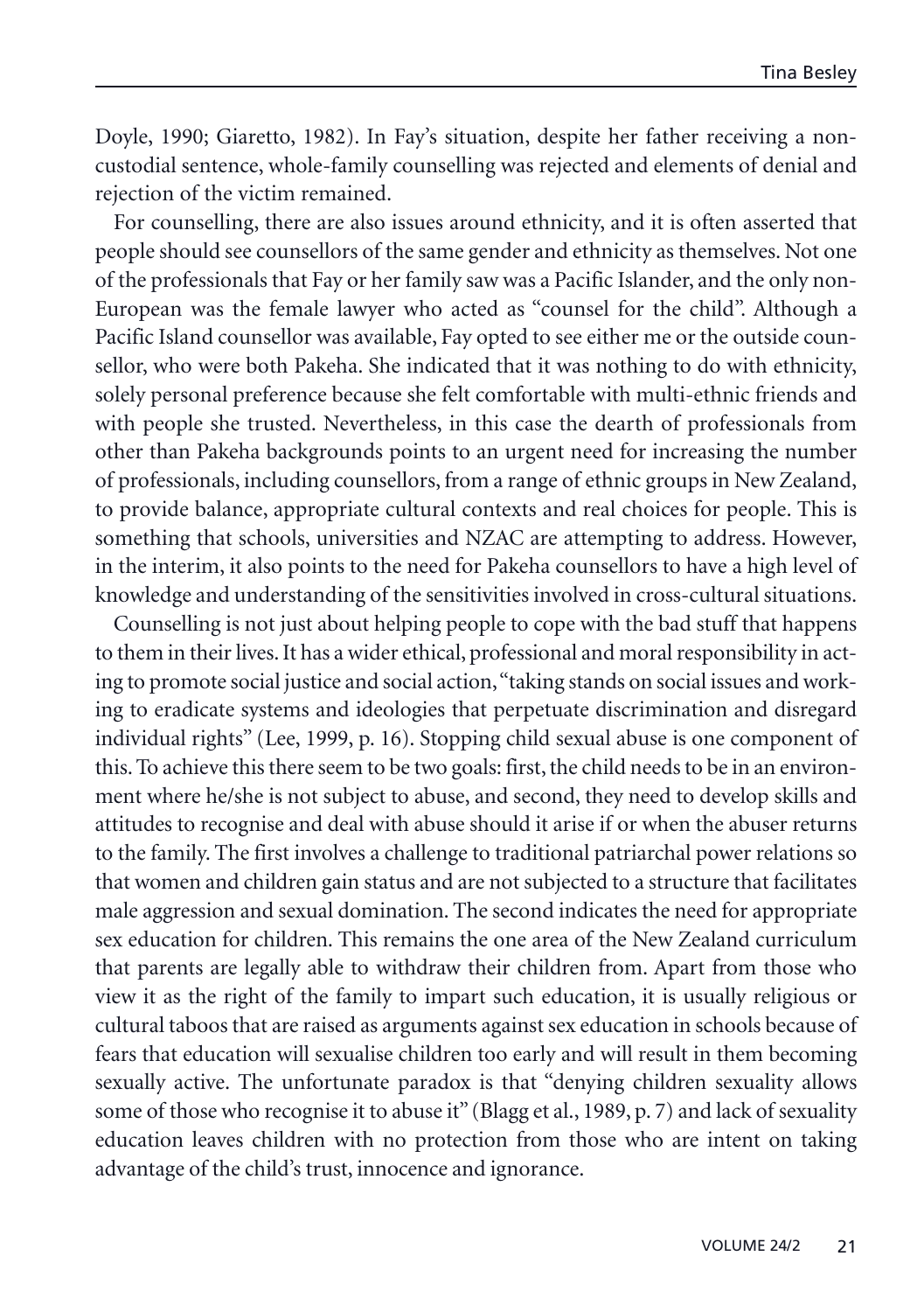Doyle, 1990; Giaretto, 1982). In Fay's situation, despite her father receiving a non-custodial sentence, whole-family counselling was rejected and elements of denial and rejection of the victim remained.

For counselling, there are also issues around ethnicity, and it is often asserted that people should see counsellors of the same gender and ethnicity as themselves. Not one of the professionals that Fay or her family saw was a Pacific Islander, and the only non-European was the female lawyer who acted as "counsel for the child". Although a Pacific Island counsellor was available, Fay opted to see either me or the outside counsellor, who were both Pakeha. She indicated that it was nothing to do with ethnicity, solely personal preference because she felt comfortable with multi-ethnic friends and with people she trusted. Nevertheless, in this case the dearth of professionals from other than Pakeha backgrounds points to an urgent need for increasing the number of professionals, including counsellors, from a range of ethnic groups in New Zealand, to provide balance, appropriate cultural contexts and real choices for people. This is something that schools, universities and NZAC are attempting to address. However, in the interim, it also points to the need for Pakeha counsellors to have a high level of knowledge and understanding of the sensitivities involved in cross-cultural situations.

Counselling is not just about helping people to cope with the bad stuff that happens to them in their lives. It has a wider ethical, professional and moral responsibility in acting to promote social justice and social action, "taking stands on social issues and working to eradicate systems and ideologies that perpetuate discrimination and disregard individual rights" (Lee, 1999, p. 16). Stopping child sexual abuse is one component of this. To achieve this there seem to be two goals: first, the child needs to be in an environment where he/she is not subject to abuse, and second, they need to develop skills and attitudes to recognise and deal with abuse should it arise if or when the abuser returns to the family. The first involves a challenge to traditional patriarchal power relations so that women and children gain status and are not subjected to a structure that facilitates male aggression and sexual domination. The second indicates the need for appropriate sex education for children. This remains the one area of the New Zealand curriculum that parents are legally able to withdraw their children from. Apart from those who view it as the right of the family to impart such education, it is usually religious or cultural taboos that are raised as arguments against sex education in schools because of fears that education will sexualise children too early and will result in them becoming sexually active. The unfortunate paradox is that "denying children sexuality allows some of those who recognise it to abuse it" (Blagg et al., 1989, p. 7) and lack of sexuality education leaves children with no protection from those who are intent on taking advantage of the child's trust, innocence and ignorance.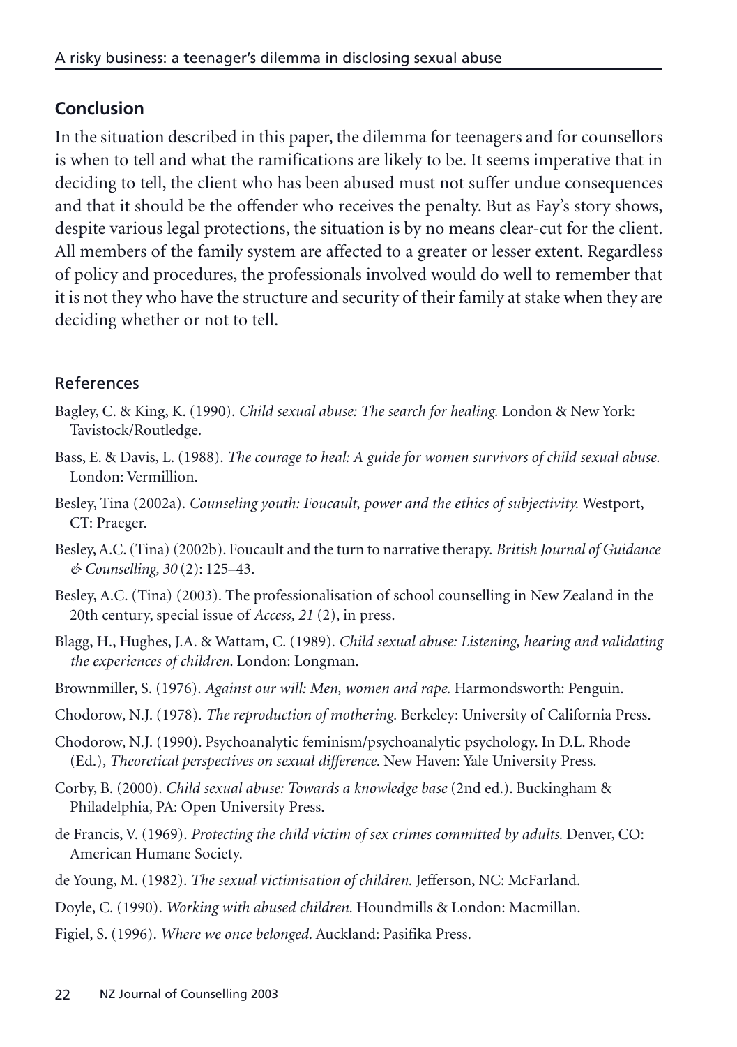## Conclusion

In the situation described in this paper, the dilemma for teenagers and for counsellors is when to tell and what the ramifications are likely to be. It seems imperative that in deciding to tell, the client who has been abused must not suffer undue consequences and that it should be the offender who receives the penalty. But as Fay's story shows, despite various legal protections, the situation is by no means clear-cut for the client. All members of the family system are affected to a greater or lesser extent. Regardless of policy and procedures, the professionals involved would do well to remember that it is not they who have the structure and security of their family at stake when they are deciding whether or not to tell.

## References

Bagley, C. & King, K. (1990). *Child sexual abuse: The search for healing.* London & New York: Tavistock/Routledge.

Bass, E. & Davis, L. (1988). *The courage to heal: A guide for women survivors of child sexual abuse.* London: Vermillion.

Besley, Tina (2002a). *Counseling youth: Foucault, power and the ethics of subjectivity.* Westport, CT: Praeger.

Besley, A.C. (Tina) (2002b). Foucault and the turn to narrative therapy. *British Journal of Guidance & Counselling, 30* (2): 125–43.

Besley, A.C. (Tina) (2003). The professionalisation of school counselling in New Zealand in the 20th century, special issue of *Access, 21* (2), in press.

Blagg, H., Hughes, J.A. & Wattam, C. (1989). *Child sexual abuse: Listening, hearing and validating the experiences of children.* London: Longman.

Brownmiller, S. (1976). *Against our will: Men, women and rape.* Harmondsworth: Penguin.

Chodorow, N.J. (1978). *The reproduction of mothering.* Berkeley: University of California Press.

Chodorow, N.J. (1990). Psychoanalytic feminism/psychoanalytic psychology. In D.L. Rhode (Ed.), *Theoretical perspectives on sexual difference.* New Haven: Yale University Press.

Corby, B. (2000). *Child sexual abuse: Towards a knowledge base* (2nd ed.). Buckingham & Philadelphia, PA: Open University Press.

de Francis, V. (1969). *Protecting the child victim of sex crimes committed by adults.* Denver, CO: American Humane Society.

de Young, M. (1982). *The sexual victimisation of children.* Jefferson, NC: McFarland.

Doyle, C. (1990). *Working with abused children.* Houndmills & London: Macmillan.

Figiel, S. (1996). *Where we once belonged.* Auckland: Pasifika Press.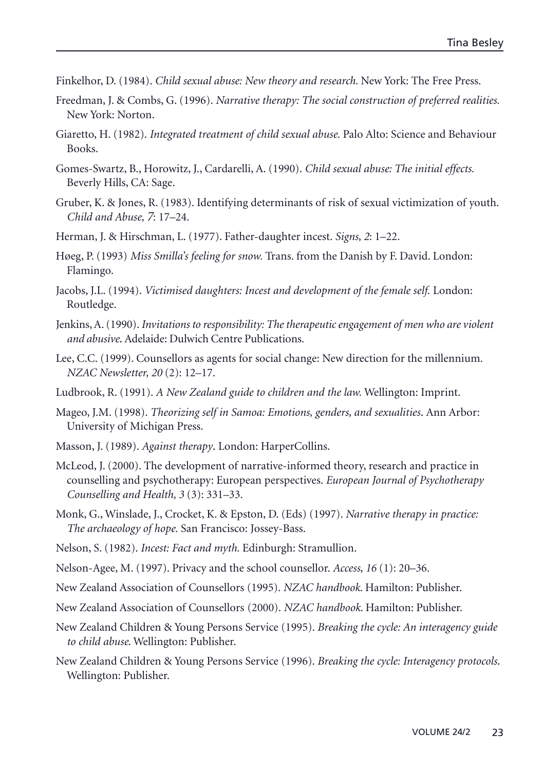Finkelhor, D. (1984). *Child sexual abuse: New theory and research.* New York: The Free Press.

Freedman, J. & Combs, G. (1996). *Narrative therapy: The social construction of preferred realities.* New York: Norton.

Giaretto, H. (1982). *Integrated treatment of child sexual abuse.* Palo Alto: Science and Behaviour Books.

Gomes-Swartz, B., Horowitz, J., Cardarelli, A. (1990). *Child sexual abuse: The initial effects.* Beverly Hills, CA: Sage.

Gruber, K. & Jones, R. (1983). Identifying determinants of risk of sexual victimization of youth. *Child and Abuse, 7*: 17–24.

Herman, J. & Hirschman, L. (1977). Father-daughter incest. *Signs, 2*: 1–22.

Høeg, P. (1993) *Miss Smilla's feeling for snow.* Trans. from the Danish by F. David. London: Flamingo.

Jacobs, J.L. (1994). *Victimised daughters: Incest and development of the female self.* London: Routledge.

Jenkins, A. (1990). *Invitations to responsibility: The therapeutic engagement of men who are violent and abusive.* Adelaide: Dulwich Centre Publications.

Lee, C.C. (1999). Counsellors as agents for social change: New direction for the millennium. *NZAC Newsletter, 20* (2): 12–17.

Ludbrook, R. (1991). *A New Zealand guide to children and the law.* Wellington: Imprint.

Mageo, J.M. (1998). *Theorizing self in Samoa: Emotions, genders, and sexualities.* Ann Arbor: University of Michigan Press.

Masson, J. (1989). *Against therapy.* London: HarperCollins.

McLeod, J. (2000). The development of narrative-informed theory, research and practice in counselling and psychotherapy: European perspectives. *European Journal of Psychotherapy Counselling and Health, 3* (3): 331–33.

Monk, G., Winslade, J., Crocket, K. & Epston, D. (Eds) (1997). *Narrative therapy in practice: The archaeology of hope.* San Francisco: Jossey-Bass.

Nelson, S. (1982). *Incest: Fact and myth.* Edinburgh: Stramullion.

Nelson-Agee, M. (1997). Privacy and the school counsellor. *Access, 16* (1): 20–36.

New Zealand Association of Counsellors (1995). *NZAC handbook.* Hamilton: Publisher.

New Zealand Association of Counsellors (2000). *NZAC handbook.* Hamilton: Publisher.

New Zealand Children & Young Persons Service (1995). *Breaking the cycle: An interagency guide to child abuse.* Wellington: Publisher.

New Zealand Children & Young Persons Service (1996). *Breaking the cycle: Interagency protocols.* Wellington: Publisher.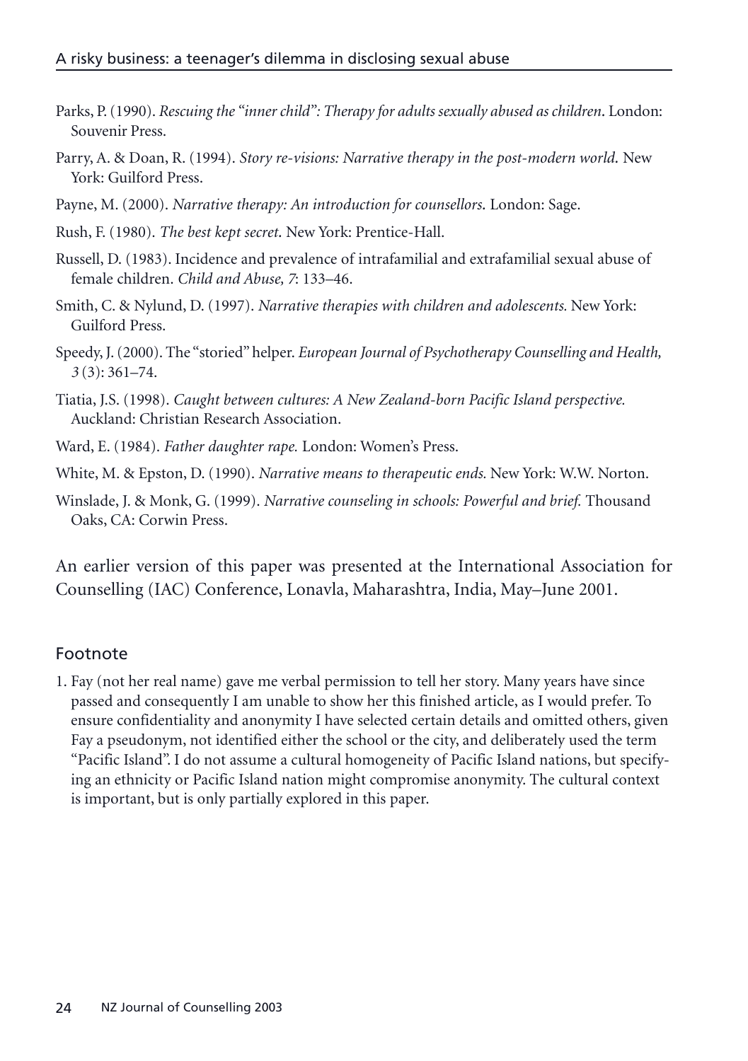Parks, P. (1990). *Rescuing the "inner child": Therapy for adults sexually abused as children*. London: Souvenir Press.

Parry, A. & Doan, R. (1994). *Story re-visions: Narrative therapy in the post-modern world.* New York: Guilford Press.

Payne, M. (2000). *Narrative therapy: An introduction for counsellors.* London: Sage.

Rush, F. (1980). *The best kept secret.* New York: Prentice-Hall.

Russell, D. (1983). Incidence and prevalence of intrafamilial and extrafamilial sexual abuse of female children. *Child and Abuse, 7*: 133–46.

Smith, C. & Nylund, D. (1997). *Narrative therapies with children and adolescents.* New York: Guilford Press.

Speedy, J. (2000). The "storied" helper. *European Journal of Psychotherapy Counselling and Health, 3* (3): 361–74.

Tiatia, J.S. (1998). *Caught between cultures: A New Zealand-born Pacific Island perspective.* Auckland: Christian Research Association.

Ward, E. (1984). *Father daughter rape.* London: Women's Press.

White, M. & Epston, D. (1990). *Narrative means to therapeutic ends.* New York: W.W. Norton.

Winslade, J. & Monk, G. (1999). *Narrative counseling in schools: Powerful and brief.* Thousand Oaks, CA: Corwin Press.

An earlier version of this paper was presented at the International Association for Counselling (IAC) Conference, Lonavla, Maharashtra, India, May–June 2001.

## Footnote

1. Fay (not her real name) gave me verbal permission to tell her story. Many years have since passed and consequently I am unable to show her this finished article, as I would prefer. To ensure confidentiality and anonymity I have selected certain details and omitted others, given Fay a pseudonym, not identified either the school or the city, and deliberately used the term "Pacific Island". I do not assume a cultural homogeneity of Pacific Island nations, but specifying an ethnicity or Pacific Island nation might compromise anonymity. The cultural context is important, but is only partially explored in this paper.